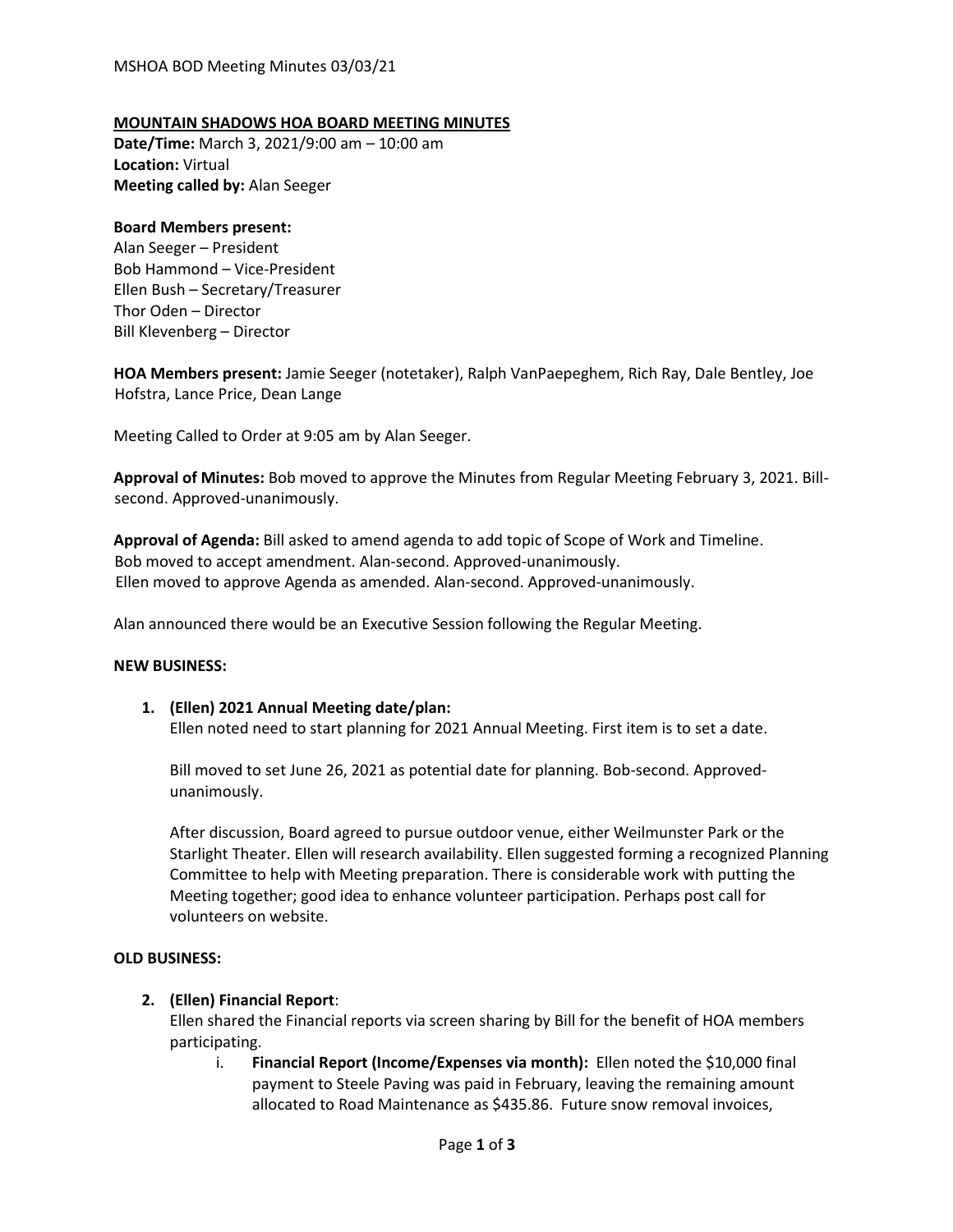**MOUNTAIN SHADOWS HOA BOARD MEETING MINUTES**

**Date/Time:** March 3, 2021/9:00 am – 10:00 am
**Location:** Virtual
**Meeting called by:** Alan Seeger

**Board Members present:**
Alan Seeger – President
Bob Hammond – Vice-President
Ellen Bush – Secretary/Treasurer
Thor Oden – Director
Bill Klevenberg – Director

**HOA Members present:** Jamie Seeger (notetaker), Ralph VanPaepeghem, Rich Ray, Dale Bentley, Joe Hofstra, Lance Price, Dean Lange

Meeting Called to Order at 9:05 am by Alan Seeger.

**Approval of Minutes:** Bob moved to approve the Minutes from Regular Meeting February 3, 2021. Bill-second. Approved-unanimously.

**Approval of Agenda:** Bill asked to amend agenda to add topic of Scope of Work and Timeline. Bob moved to accept amendment. Alan-second. Approved-unanimously.
Ellen moved to approve Agenda as amended. Alan-second. Approved-unanimously.

Alan announced there would be an Executive Session following the Regular Meeting.

**NEW BUSINESS:**

1. **(Ellen) 2021 Annual Meeting date/plan:**
   Ellen noted need to start planning for 2021 Annual Meeting. First item is to set a date.

   Bill moved to set June 26, 2021 as potential date for planning. Bob-second. Approved-unanimously.

   After discussion, Board agreed to pursue outdoor venue, either Weilmunster Park or the Starlight Theater. Ellen will research availability. Ellen suggested forming a recognized Planning Committee to help with Meeting preparation. There is considerable work with putting the Meeting together; good idea to enhance volunteer participation. Perhaps post call for volunteers on website.

**OLD BUSINESS:**

2. **(Ellen) Financial Report**:
   Ellen shared the Financial reports via screen sharing by Bill for the benefit of HOA members participating.
   i. **Financial Report (Income/Expenses via month):** Ellen noted the $10,000 final payment to Steele Paving was paid in February, leaving the remaining amount allocated to Road Maintenance as $435.86. Future snow removal invoices,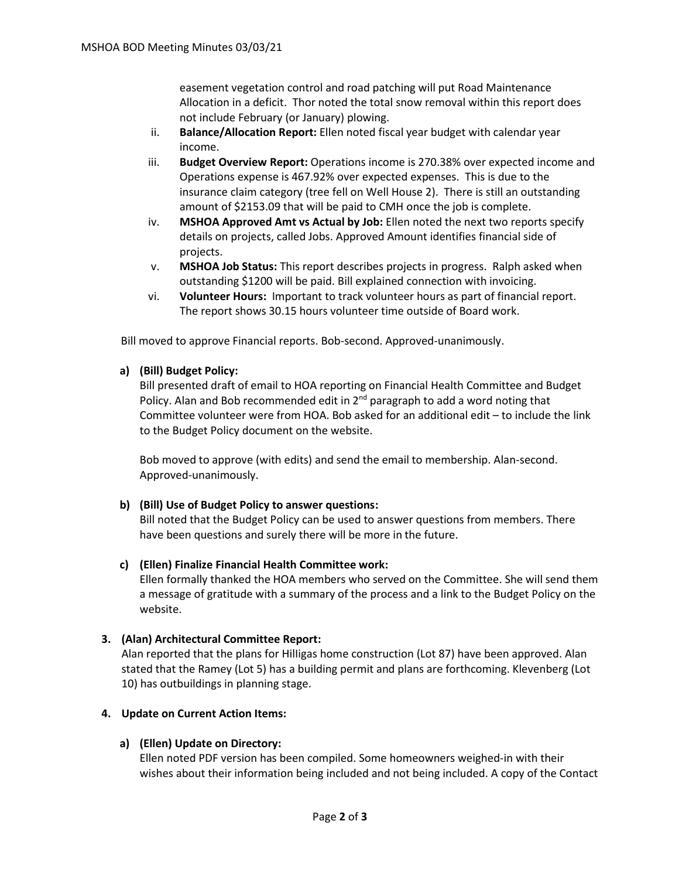easement vegetation control and road patching will put Road Maintenance Allocation in a deficit. Thor noted the total snow removal within this report does not include February (or January) plowing.

ii. **Balance/Allocation Report:** Ellen noted fiscal year budget with calendar year income.

iii. **Budget Overview Report:** Operations income is 270.38% over expected income and Operations expense is 467.92% over expected expenses. This is due to the insurance claim category (tree fell on Well House 2). There is still an outstanding amount of $2153.09 that will be paid to CMH once the job is complete.

iv. **MSHOA Approved Amt vs Actual by Job:** Ellen noted the next two reports specify details on projects, called Jobs. Approved Amount identifies financial side of projects.

v. **MSHOA Job Status:** This report describes projects in progress. Ralph asked when outstanding $1200 will be paid. Bill explained connection with invoicing.

vi. **Volunteer Hours:** Important to track volunteer hours as part of financial report. The report shows 30.15 hours volunteer time outside of Board work.

Bill moved to approve Financial reports. Bob-second. Approved-unanimously.

**a) (Bill) Budget Policy:**

Bill presented draft of email to HOA reporting on Financial Health Committee and Budget Policy. Alan and Bob recommended edit in 2nd paragraph to add a word noting that Committee volunteer were from HOA. Bob asked for an additional edit – to include the link to the Budget Policy document on the website.

Bob moved to approve (with edits) and send the email to membership. Alan-second. Approved-unanimously.

**b) (Bill) Use of Budget Policy to answer questions:**

Bill noted that the Budget Policy can be used to answer questions from members. There have been questions and surely there will be more in the future.

**c) (Ellen) Finalize Financial Health Committee work:**

Ellen formally thanked the HOA members who served on the Committee. She will send them a message of gratitude with a summary of the process and a link to the Budget Policy on the website.

**3. (Alan) Architectural Committee Report:**

Alan reported that the plans for Hilligas home construction (Lot 87) have been approved. Alan stated that the Ramey (Lot 5) has a building permit and plans are forthcoming. Klevenberg (Lot 10) has outbuildings in planning stage.

**4. Update on Current Action Items:**

**a) (Ellen) Update on Directory:**

Ellen noted PDF version has been compiled. Some homeowners weighed-in with their wishes about their information being included and not being included. A copy of the Contact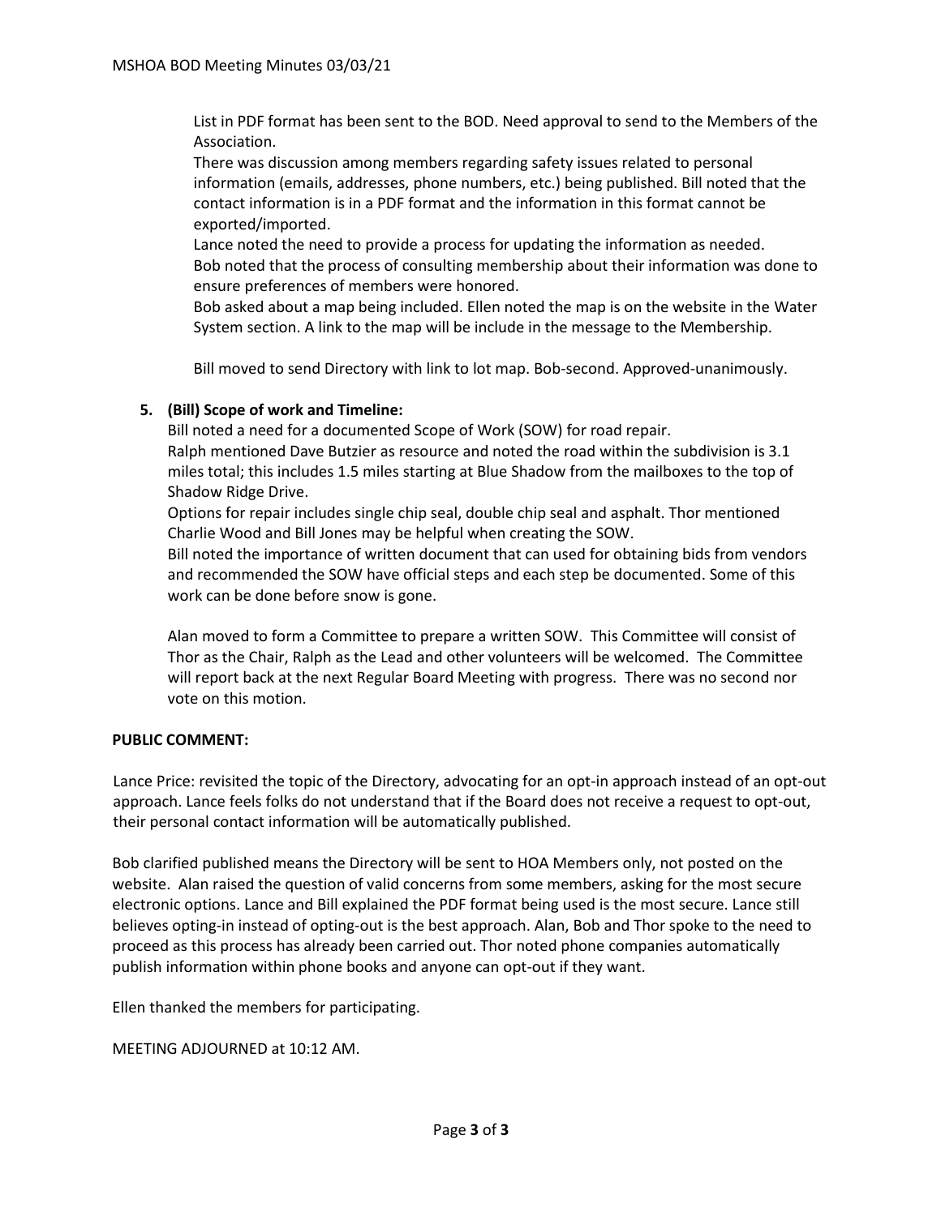List in PDF format has been sent to the BOD. Need approval to send to the Members of the Association.

There was discussion among members regarding safety issues related to personal information (emails, addresses, phone numbers, etc.) being published. Bill noted that the contact information is in a PDF format and the information in this format cannot be exported/imported.

Lance noted the need to provide a process for updating the information as needed.

Bob noted that the process of consulting membership about their information was done to ensure preferences of members were honored.

Bob asked about a map being included. Ellen noted the map is on the website in the Water System section. A link to the map will be include in the message to the Membership.

Bill moved to send Directory with link to lot map. Bob-second. Approved-unanimously.

5. **(Bill) Scope of work and Timeline:**

Bill noted a need for a documented Scope of Work (SOW) for road repair.

Ralph mentioned Dave Butzier as resource and noted the road within the subdivision is 3.1 miles total; this includes 1.5 miles starting at Blue Shadow from the mailboxes to the top of Shadow Ridge Drive.

Options for repair includes single chip seal, double chip seal and asphalt. Thor mentioned Charlie Wood and Bill Jones may be helpful when creating the SOW.

Bill noted the importance of written document that can used for obtaining bids from vendors and recommended the SOW have official steps and each step be documented. Some of this work can be done before snow is gone.

Alan moved to form a Committee to prepare a written SOW. This Committee will consist of Thor as the Chair, Ralph as the Lead and other volunteers will be welcomed. The Committee will report back at the next Regular Board Meeting with progress. There was no second nor vote on this motion.

**PUBLIC COMMENT:**

Lance Price: revisited the topic of the Directory, advocating for an opt-in approach instead of an opt-out approach. Lance feels folks do not understand that if the Board does not receive a request to opt-out, their personal contact information will be automatically published.

Bob clarified published means the Directory will be sent to HOA Members only, not posted on the website. Alan raised the question of valid concerns from some members, asking for the most secure electronic options. Lance and Bill explained the PDF format being used is the most secure. Lance still believes opting-in instead of opting-out is the best approach. Alan, Bob and Thor spoke to the need to proceed as this process has already been carried out. Thor noted phone companies automatically publish information within phone books and anyone can opt-out if they want.

Ellen thanked the members for participating.

MEETING ADJOURNED at 10:12 AM.